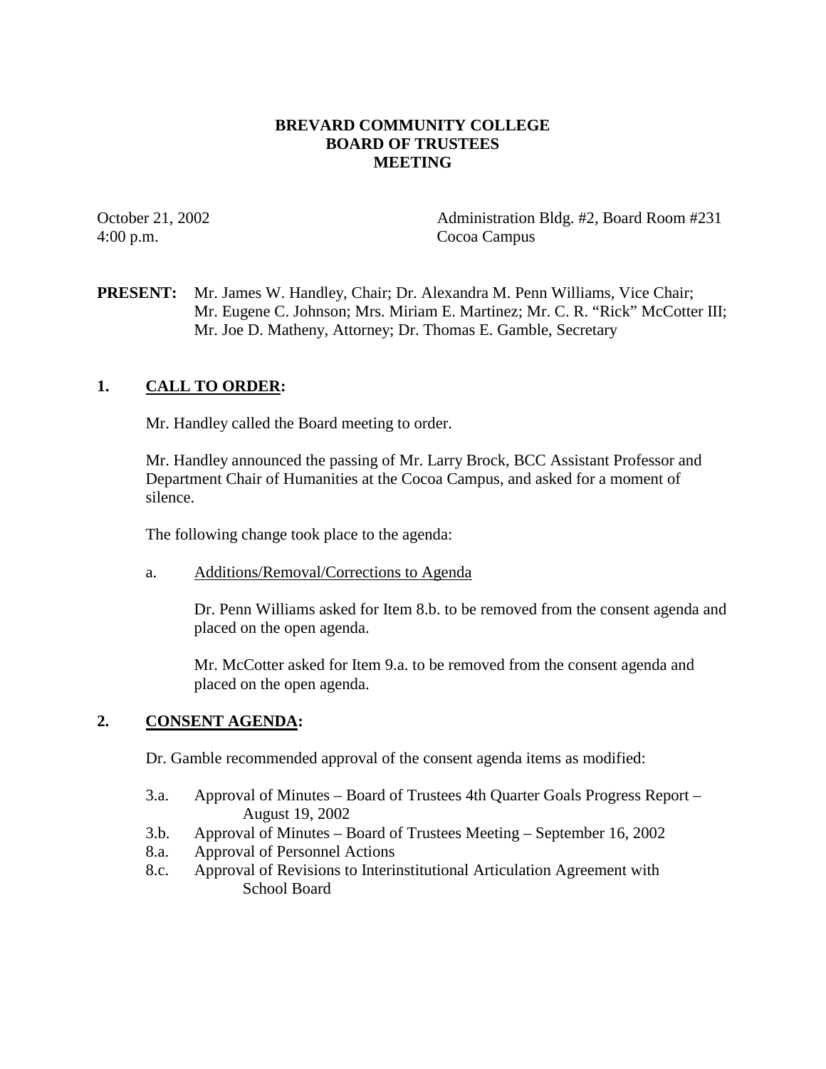**BREVARD COMMUNITY COLLEGE**
**BOARD OF TRUSTEES**
**MEETING**

October 21, 2002
4:00 p.m.

Administration Bldg. #2, Board Room #231
Cocoa Campus

**PRESENT:** Mr. James W. Handley, Chair; Dr. Alexandra M. Penn Williams, Vice Chair; Mr. Eugene C. Johnson; Mrs. Miriam E. Martinez; Mr. C. R. "Rick" McCotter III; Mr. Joe D. Matheny, Attorney; Dr. Thomas E. Gamble, Secretary

## 1. CALL TO ORDER:

Mr. Handley called the Board meeting to order.

Mr. Handley announced the passing of Mr. Larry Brock, BCC Assistant Professor and Department Chair of Humanities at the Cocoa Campus, and asked for a moment of silence.

The following change took place to the agenda:

a. Additions/Removal/Corrections to Agenda

Dr. Penn Williams asked for Item 8.b. to be removed from the consent agenda and placed on the open agenda.

Mr. McCotter asked for Item 9.a. to be removed from the consent agenda and placed on the open agenda.

## 2. CONSENT AGENDA:

Dr. Gamble recommended approval of the consent agenda items as modified:

- 3.a. Approval of Minutes – Board of Trustees 4th Quarter Goals Progress Report – August 19, 2002
- 3.b. Approval of Minutes – Board of Trustees Meeting – September 16, 2002
- 8.a. Approval of Personnel Actions
- 8.c. Approval of Revisions to Interinstitutional Articulation Agreement with School Board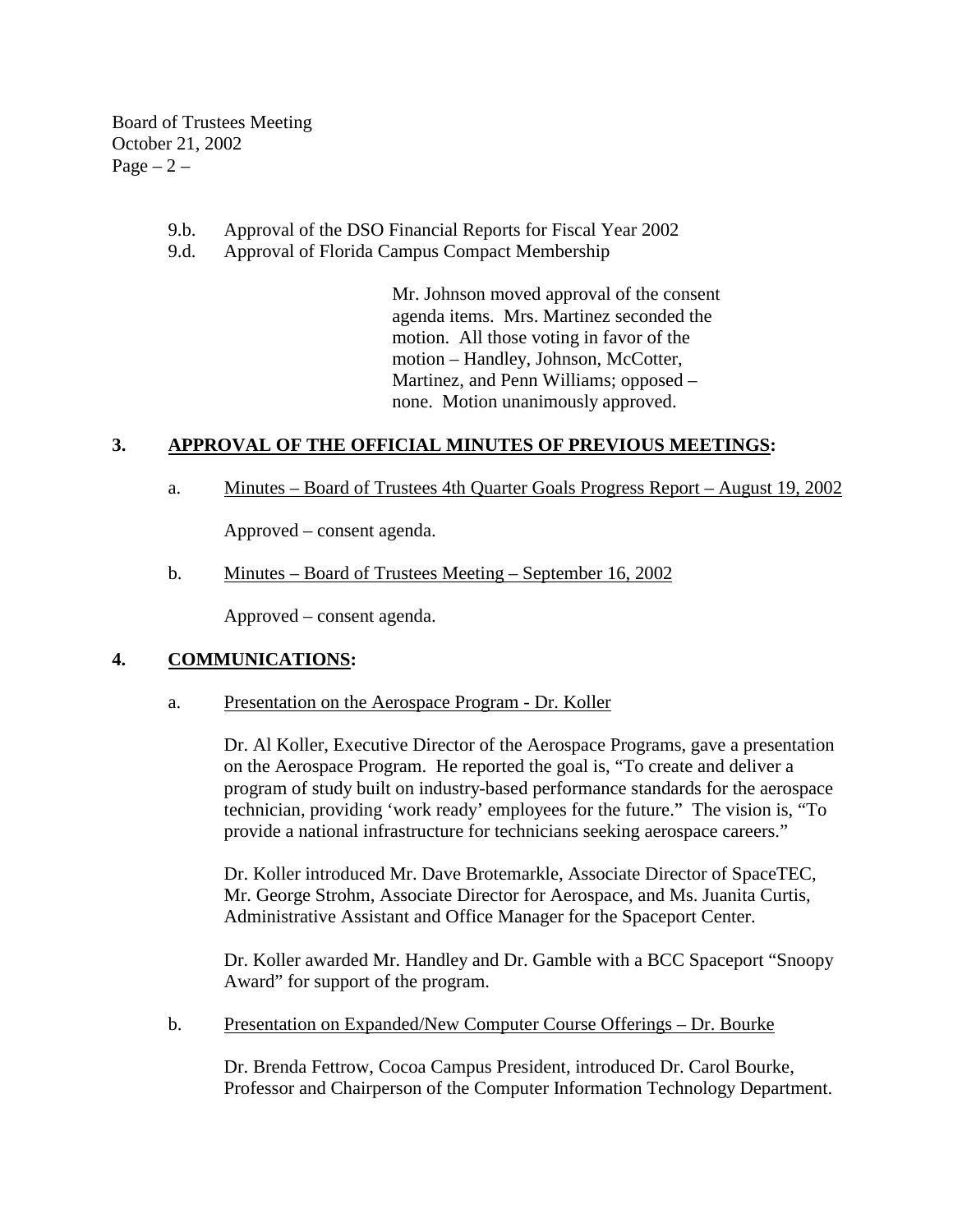9.b. Approval of the DSO Financial Reports for Fiscal Year 2002
9.d. Approval of Florida Campus Compact Membership

Mr. Johnson moved approval of the consent agenda items. Mrs. Martinez seconded the motion. All those voting in favor of the motion – Handley, Johnson, McCotter, Martinez, and Penn Williams; opposed – none. Motion unanimously approved.

## 3. <u>APPROVAL OF THE OFFICIAL MINUTES OF PREVIOUS MEETINGS</u>:

a. <u>Minutes – Board of Trustees 4th Quarter Goals Progress Report – August 19, 2002</u>

Approved – consent agenda.

b. <u>Minutes – Board of Trustees Meeting – September 16, 2002</u>

Approved – consent agenda.

## 4. <u>COMMUNICATIONS</u>:

a. <u>Presentation on the Aerospace Program - Dr. Koller</u>

Dr. Al Koller, Executive Director of the Aerospace Programs, gave a presentation on the Aerospace Program. He reported the goal is, "To create and deliver a program of study built on industry-based performance standards for the aerospace technician, providing 'work ready' employees for the future." The vision is, "To provide a national infrastructure for technicians seeking aerospace careers."

Dr. Koller introduced Mr. Dave Brotemarkle, Associate Director of SpaceTEC, Mr. George Strohm, Associate Director for Aerospace, and Ms. Juanita Curtis, Administrative Assistant and Office Manager for the Spaceport Center.

Dr. Koller awarded Mr. Handley and Dr. Gamble with a BCC Spaceport "Snoopy Award" for support of the program.

b. <u>Presentation on Expanded/New Computer Course Offerings – Dr. Bourke</u>

Dr. Brenda Fettrow, Cocoa Campus President, introduced Dr. Carol Bourke, Professor and Chairperson of the Computer Information Technology Department.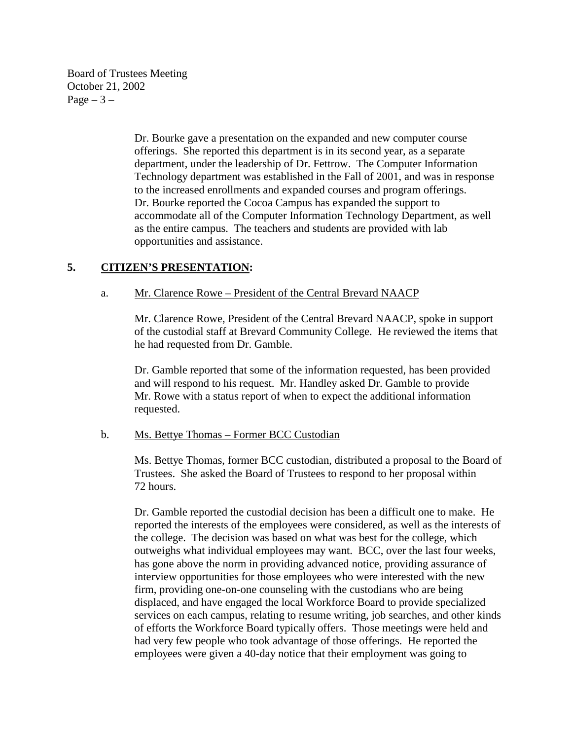Dr. Bourke gave a presentation on the expanded and new computer course offerings. She reported this department is in its second year, as a separate department, under the leadership of Dr. Fettrow. The Computer Information Technology department was established in the Fall of 2001, and was in response to the increased enrollments and expanded courses and program offerings. Dr. Bourke reported the Cocoa Campus has expanded the support to accommodate all of the Computer Information Technology Department, as well as the entire campus. The teachers and students are provided with lab opportunities and assistance.

## 5. **<u>CITIZEN'S PRESENTATION</u>:**

a. <u>Mr. Clarence Rowe – President of the Central Brevard NAACP</u>

Mr. Clarence Rowe, President of the Central Brevard NAACP, spoke in support of the custodial staff at Brevard Community College. He reviewed the items that he had requested from Dr. Gamble.

Dr. Gamble reported that some of the information requested, has been provided and will respond to his request. Mr. Handley asked Dr. Gamble to provide Mr. Rowe with a status report of when to expect the additional information requested.

b. <u>Ms. Bettye Thomas – Former BCC Custodian</u>

Ms. Bettye Thomas, former BCC custodian, distributed a proposal to the Board of Trustees. She asked the Board of Trustees to respond to her proposal within 72 hours.

Dr. Gamble reported the custodial decision has been a difficult one to make. He reported the interests of the employees were considered, as well as the interests of the college. The decision was based on what was best for the college, which outweighs what individual employees may want. BCC, over the last four weeks, has gone above the norm in providing advanced notice, providing assurance of interview opportunities for those employees who were interested with the new firm, providing one-on-one counseling with the custodians who are being displaced, and have engaged the local Workforce Board to provide specialized services on each campus, relating to resume writing, job searches, and other kinds of efforts the Workforce Board typically offers. Those meetings were held and had very few people who took advantage of those offerings. He reported the employees were given a 40-day notice that their employment was going to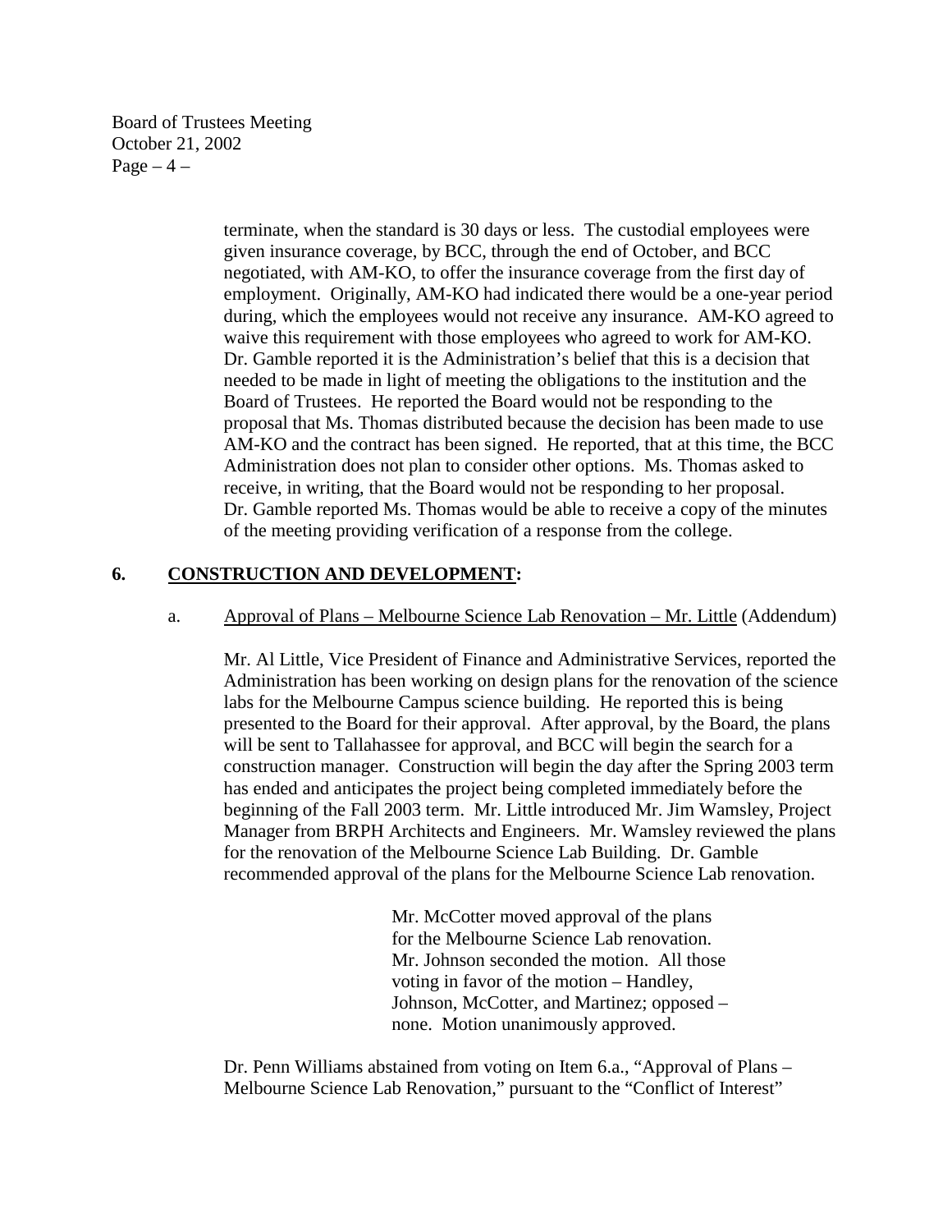terminate, when the standard is 30 days or less. The custodial employees were given insurance coverage, by BCC, through the end of October, and BCC negotiated, with AM-KO, to offer the insurance coverage from the first day of employment. Originally, AM-KO had indicated there would be a one-year period during, which the employees would not receive any insurance. AM-KO agreed to waive this requirement with those employees who agreed to work for AM-KO. Dr. Gamble reported it is the Administration's belief that this is a decision that needed to be made in light of meeting the obligations to the institution and the Board of Trustees. He reported the Board would not be responding to the proposal that Ms. Thomas distributed because the decision has been made to use AM-KO and the contract has been signed. He reported, that at this time, the BCC Administration does not plan to consider other options. Ms. Thomas asked to receive, in writing, that the Board would not be responding to her proposal. Dr. Gamble reported Ms. Thomas would be able to receive a copy of the minutes of the meeting providing verification of a response from the college.

## 6. CONSTRUCTION AND DEVELOPMENT:

a. Approval of Plans – Melbourne Science Lab Renovation – Mr. Little (Addendum)

Mr. Al Little, Vice President of Finance and Administrative Services, reported the Administration has been working on design plans for the renovation of the science labs for the Melbourne Campus science building. He reported this is being presented to the Board for their approval. After approval, by the Board, the plans will be sent to Tallahassee for approval, and BCC will begin the search for a construction manager. Construction will begin the day after the Spring 2003 term has ended and anticipates the project being completed immediately before the beginning of the Fall 2003 term. Mr. Little introduced Mr. Jim Wamsley, Project Manager from BRPH Architects and Engineers. Mr. Wamsley reviewed the plans for the renovation of the Melbourne Science Lab Building. Dr. Gamble recommended approval of the plans for the Melbourne Science Lab renovation.

> Mr. McCotter moved approval of the plans for the Melbourne Science Lab renovation. Mr. Johnson seconded the motion. All those voting in favor of the motion – Handley, Johnson, McCotter, and Martinez; opposed – none. Motion unanimously approved.

Dr. Penn Williams abstained from voting on Item 6.a., "Approval of Plans – Melbourne Science Lab Renovation," pursuant to the "Conflict of Interest"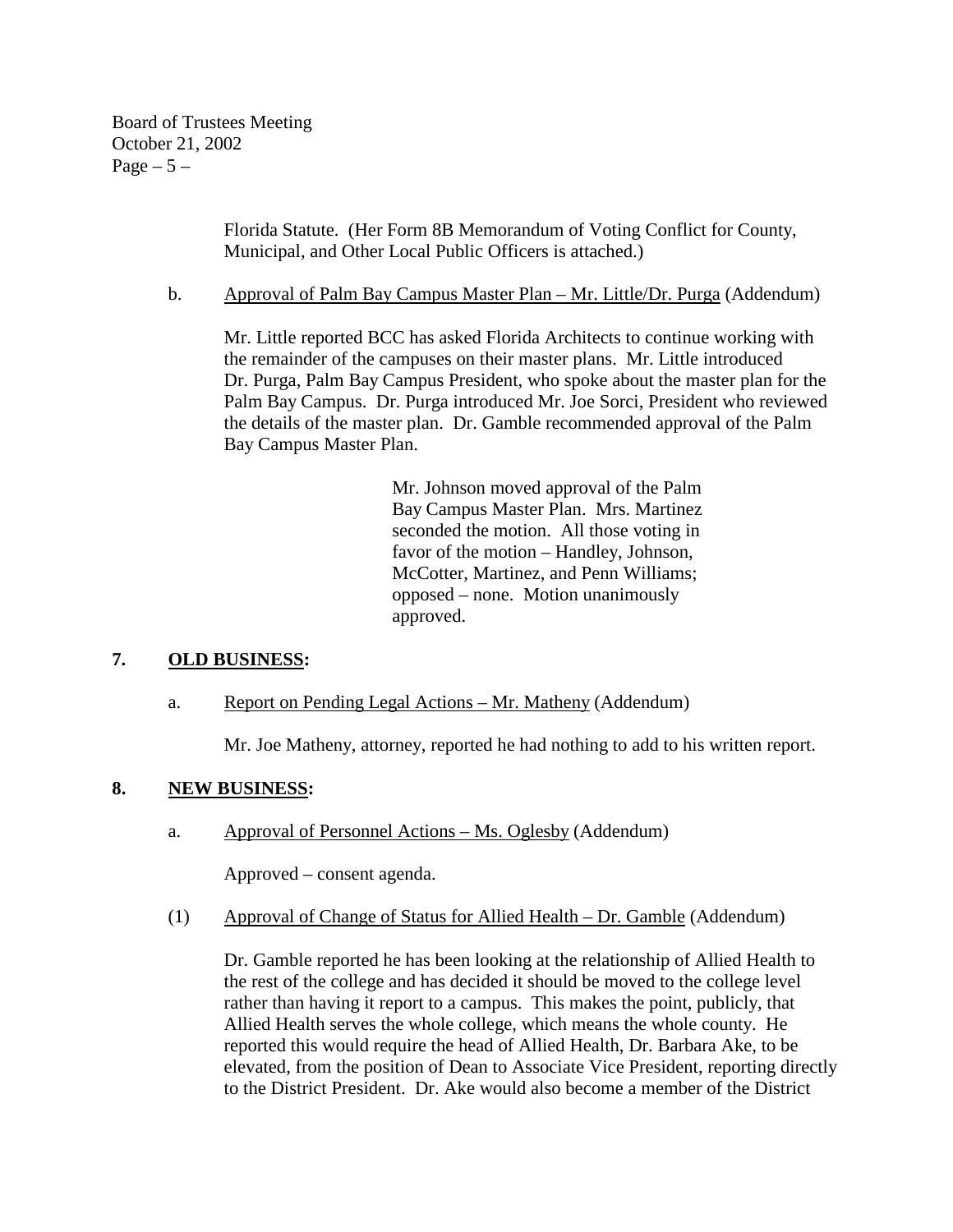Florida Statute. (Her Form 8B Memorandum of Voting Conflict for County, Municipal, and Other Local Public Officers is attached.)

b. <u>Approval of Palm Bay Campus Master Plan – Mr. Little/Dr. Purga</u> (Addendum)

Mr. Little reported BCC has asked Florida Architects to continue working with the remainder of the campuses on their master plans. Mr. Little introduced Dr. Purga, Palm Bay Campus President, who spoke about the master plan for the Palm Bay Campus. Dr. Purga introduced Mr. Joe Sorci, President who reviewed the details of the master plan. Dr. Gamble recommended approval of the Palm Bay Campus Master Plan.

> Mr. Johnson moved approval of the Palm Bay Campus Master Plan. Mrs. Martinez seconded the motion. All those voting in favor of the motion – Handley, Johnson, McCotter, Martinez, and Penn Williams; opposed – none. Motion unanimously approved.

## 7. <u>OLD BUSINESS</u>:

a. <u>Report on Pending Legal Actions – Mr. Matheny</u> (Addendum)

Mr. Joe Matheny, attorney, reported he had nothing to add to his written report.

## 8. <u>NEW BUSINESS</u>:

a. <u>Approval of Personnel Actions – Ms. Oglesby</u> (Addendum)

Approved – consent agenda.

(1) <u>Approval of Change of Status for Allied Health – Dr. Gamble</u> (Addendum)

Dr. Gamble reported he has been looking at the relationship of Allied Health to the rest of the college and has decided it should be moved to the college level rather than having it report to a campus. This makes the point, publicly, that Allied Health serves the whole college, which means the whole county. He reported this would require the head of Allied Health, Dr. Barbara Ake, to be elevated, from the position of Dean to Associate Vice President, reporting directly to the District President. Dr. Ake would also become a member of the District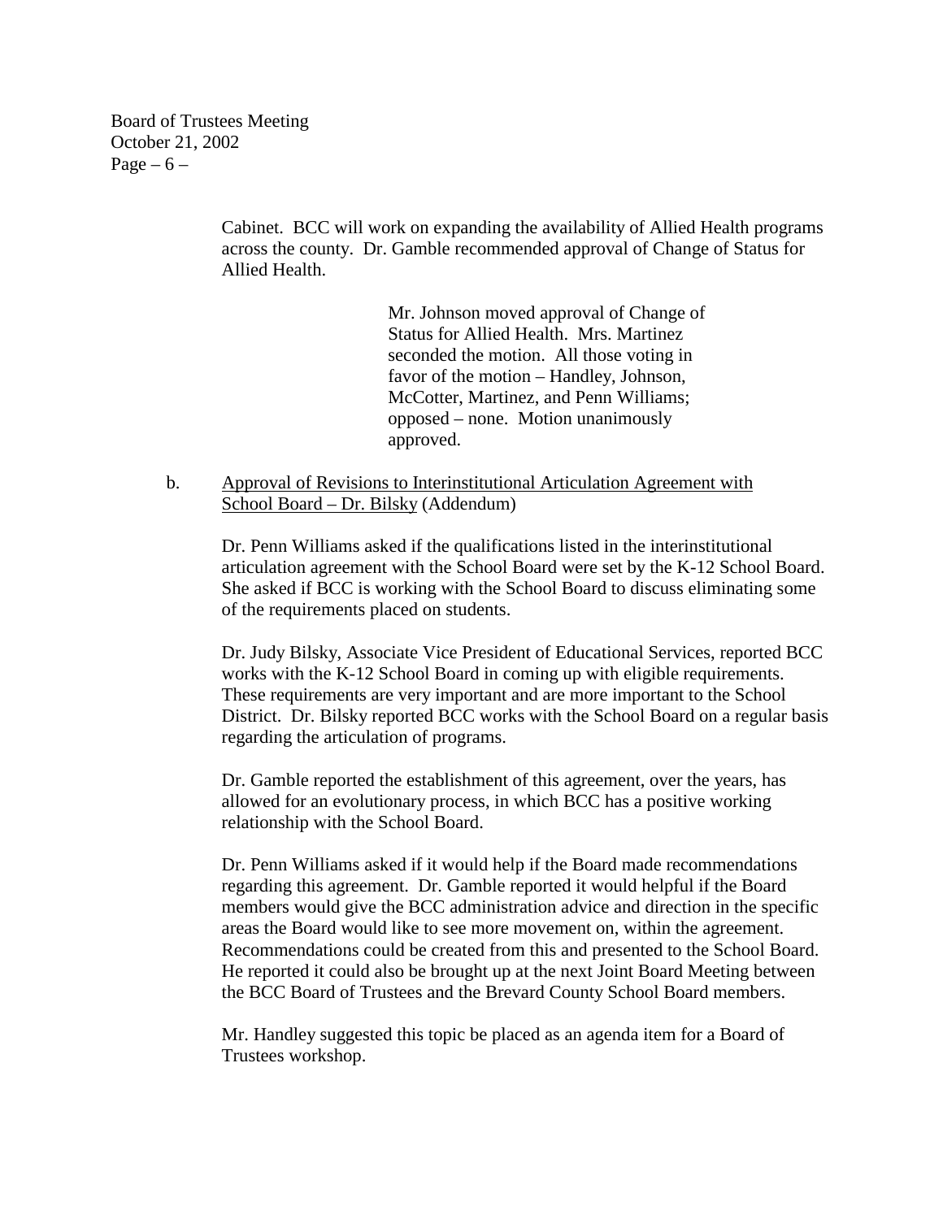Cabinet. BCC will work on expanding the availability of Allied Health programs across the county. Dr. Gamble recommended approval of Change of Status for Allied Health.

> Mr. Johnson moved approval of Change of Status for Allied Health. Mrs. Martinez seconded the motion. All those voting in favor of the motion – Handley, Johnson, McCotter, Martinez, and Penn Williams; opposed – none. Motion unanimously approved.

b. <u>Approval of Revisions to Interinstitutional Articulation Agreement with School Board – Dr. Bilsky</u> (Addendum)

Dr. Penn Williams asked if the qualifications listed in the interinstitutional articulation agreement with the School Board were set by the K-12 School Board. She asked if BCC is working with the School Board to discuss eliminating some of the requirements placed on students.

Dr. Judy Bilsky, Associate Vice President of Educational Services, reported BCC works with the K-12 School Board in coming up with eligible requirements. These requirements are very important and are more important to the School District. Dr. Bilsky reported BCC works with the School Board on a regular basis regarding the articulation of programs.

Dr. Gamble reported the establishment of this agreement, over the years, has allowed for an evolutionary process, in which BCC has a positive working relationship with the School Board.

Dr. Penn Williams asked if it would help if the Board made recommendations regarding this agreement. Dr. Gamble reported it would helpful if the Board members would give the BCC administration advice and direction in the specific areas the Board would like to see more movement on, within the agreement. Recommendations could be created from this and presented to the School Board. He reported it could also be brought up at the next Joint Board Meeting between the BCC Board of Trustees and the Brevard County School Board members.

Mr. Handley suggested this topic be placed as an agenda item for a Board of Trustees workshop.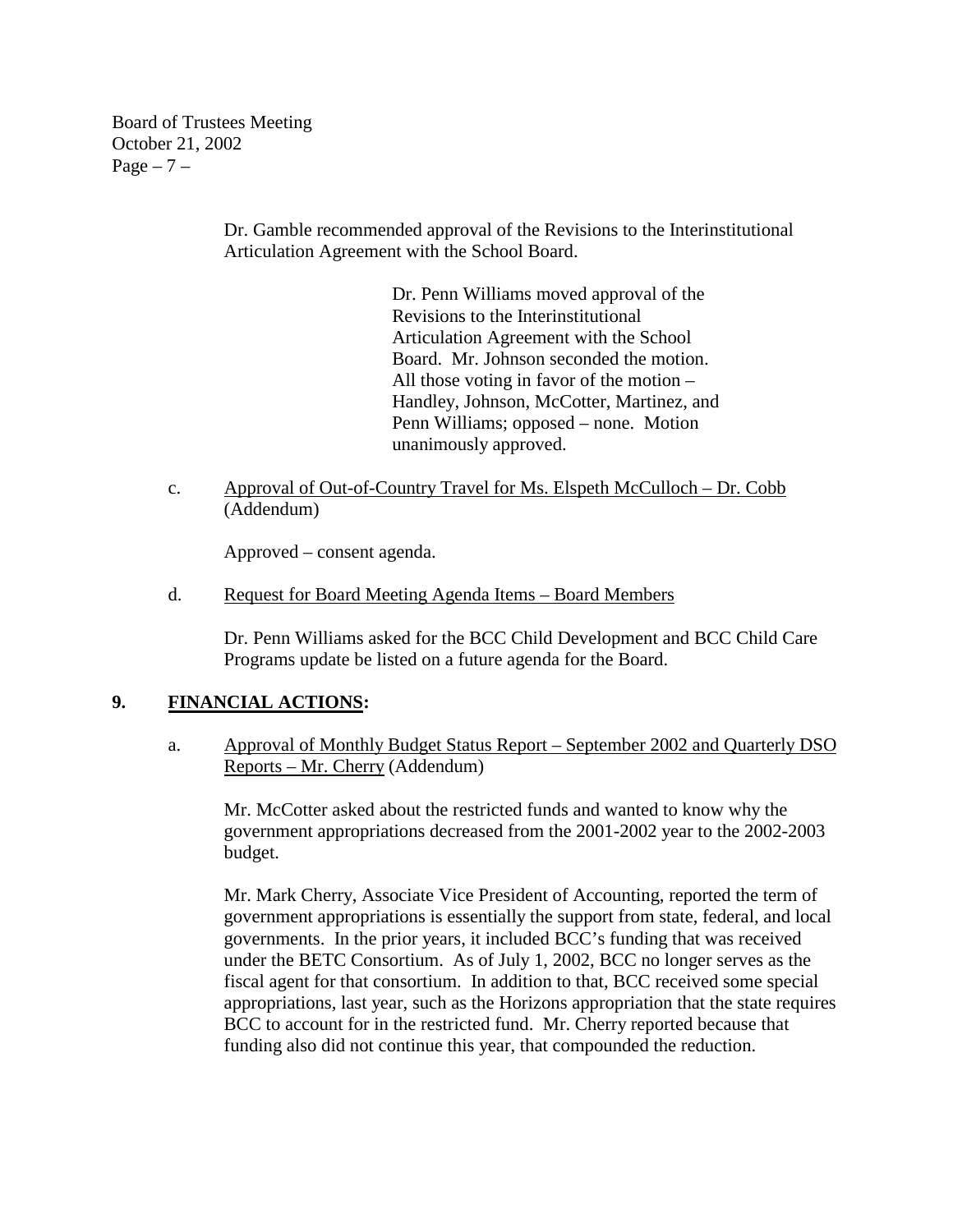Dr. Gamble recommended approval of the Revisions to the Interinstitutional Articulation Agreement with the School Board.

> Dr. Penn Williams moved approval of the Revisions to the Interinstitutional Articulation Agreement with the School Board. Mr. Johnson seconded the motion. All those voting in favor of the motion – Handley, Johnson, McCotter, Martinez, and Penn Williams; opposed – none. Motion unanimously approved.

c. Approval of Out-of-Country Travel for Ms. Elspeth McCulloch – Dr. Cobb (Addendum)

Approved – consent agenda.

d. Request for Board Meeting Agenda Items – Board Members

Dr. Penn Williams asked for the BCC Child Development and BCC Child Care Programs update be listed on a future agenda for the Board.

## 9. **FINANCIAL ACTIONS:**

a. Approval of Monthly Budget Status Report – September 2002 and Quarterly DSO Reports – Mr. Cherry (Addendum)

Mr. McCotter asked about the restricted funds and wanted to know why the government appropriations decreased from the 2001-2002 year to the 2002-2003 budget.

Mr. Mark Cherry, Associate Vice President of Accounting, reported the term of government appropriations is essentially the support from state, federal, and local governments. In the prior years, it included BCC's funding that was received under the BETC Consortium. As of July 1, 2002, BCC no longer serves as the fiscal agent for that consortium. In addition to that, BCC received some special appropriations, last year, such as the Horizons appropriation that the state requires BCC to account for in the restricted fund. Mr. Cherry reported because that funding also did not continue this year, that compounded the reduction.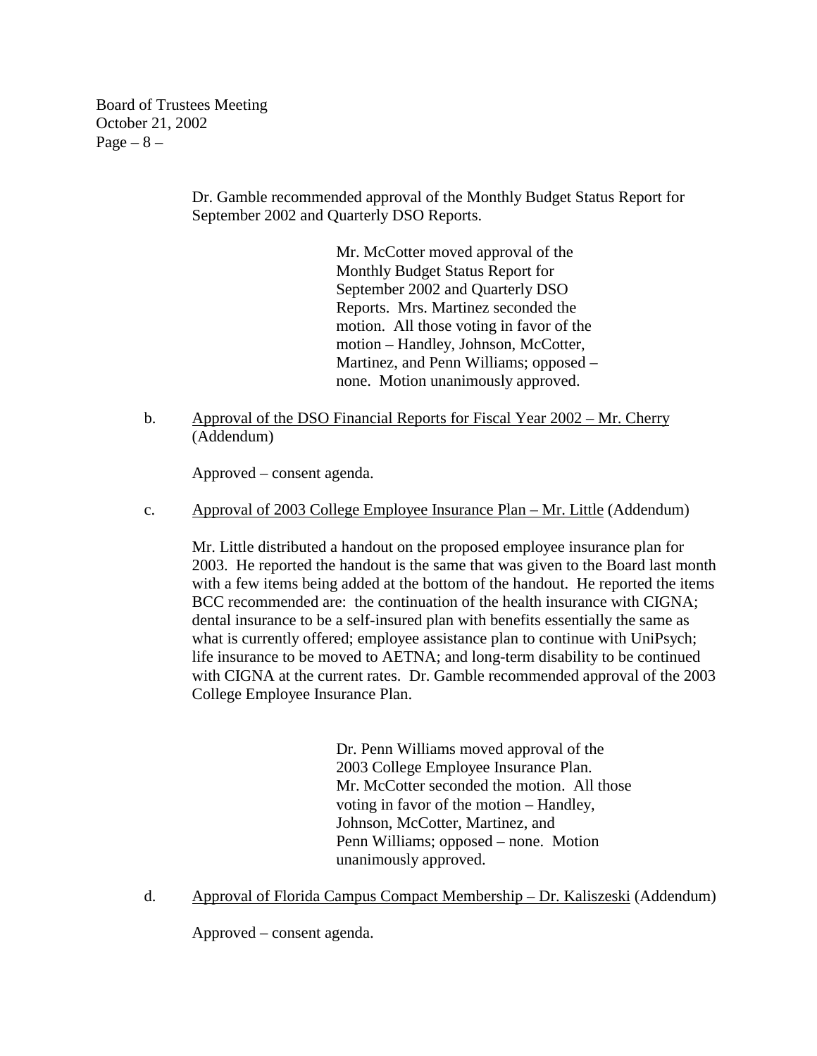Dr. Gamble recommended approval of the Monthly Budget Status Report for September 2002 and Quarterly DSO Reports.

> Mr. McCotter moved approval of the Monthly Budget Status Report for September 2002 and Quarterly DSO Reports. Mrs. Martinez seconded the motion. All those voting in favor of the motion – Handley, Johnson, McCotter, Martinez, and Penn Williams; opposed – none. Motion unanimously approved.

b. <u>Approval of the DSO Financial Reports for Fiscal Year 2002 – Mr. Cherry</u> (Addendum)

Approved – consent agenda.

c. <u>Approval of 2003 College Employee Insurance Plan – Mr. Little</u> (Addendum)

Mr. Little distributed a handout on the proposed employee insurance plan for 2003. He reported the handout is the same that was given to the Board last month with a few items being added at the bottom of the handout. He reported the items BCC recommended are: the continuation of the health insurance with CIGNA; dental insurance to be a self-insured plan with benefits essentially the same as what is currently offered; employee assistance plan to continue with UniPsych; life insurance to be moved to AETNA; and long-term disability to be continued with CIGNA at the current rates. Dr. Gamble recommended approval of the 2003 College Employee Insurance Plan.

> Dr. Penn Williams moved approval of the 2003 College Employee Insurance Plan. Mr. McCotter seconded the motion. All those voting in favor of the motion – Handley, Johnson, McCotter, Martinez, and Penn Williams; opposed – none. Motion unanimously approved.

d. <u>Approval of Florida Campus Compact Membership – Dr. Kaliszeski</u> (Addendum)

Approved – consent agenda.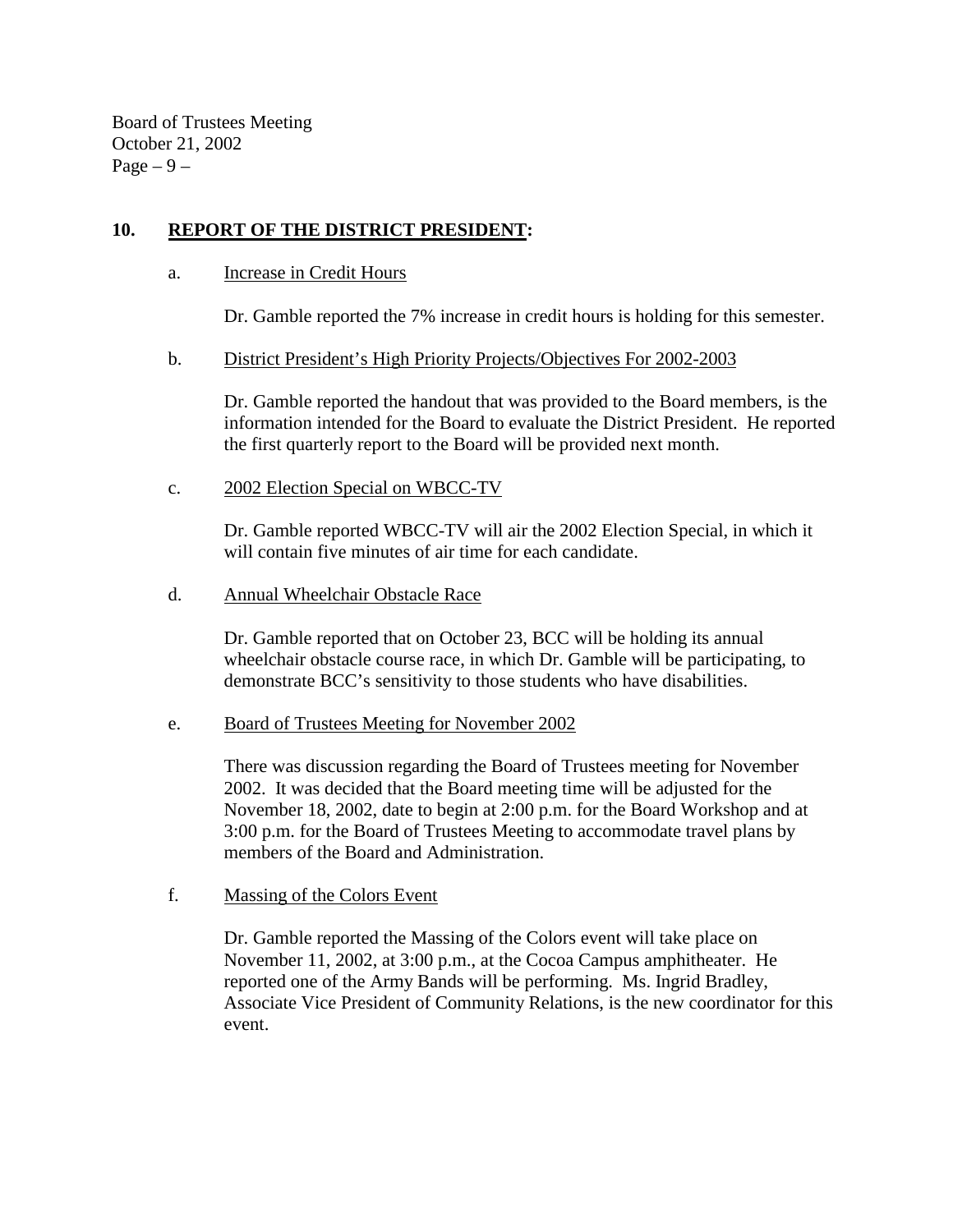## 10. REPORT OF THE DISTRICT PRESIDENT:

a. Increase in Credit Hours

Dr. Gamble reported the 7% increase in credit hours is holding for this semester.

b. District President's High Priority Projects/Objectives For 2002-2003

Dr. Gamble reported the handout that was provided to the Board members, is the information intended for the Board to evaluate the District President. He reported the first quarterly report to the Board will be provided next month.

c. 2002 Election Special on WBCC-TV

Dr. Gamble reported WBCC-TV will air the 2002 Election Special, in which it will contain five minutes of air time for each candidate.

d. Annual Wheelchair Obstacle Race

Dr. Gamble reported that on October 23, BCC will be holding its annual wheelchair obstacle course race, in which Dr. Gamble will be participating, to demonstrate BCC's sensitivity to those students who have disabilities.

e. Board of Trustees Meeting for November 2002

There was discussion regarding the Board of Trustees meeting for November 2002. It was decided that the Board meeting time will be adjusted for the November 18, 2002, date to begin at 2:00 p.m. for the Board Workshop and at 3:00 p.m. for the Board of Trustees Meeting to accommodate travel plans by members of the Board and Administration.

f. Massing of the Colors Event

Dr. Gamble reported the Massing of the Colors event will take place on November 11, 2002, at 3:00 p.m., at the Cocoa Campus amphitheater. He reported one of the Army Bands will be performing. Ms. Ingrid Bradley, Associate Vice President of Community Relations, is the new coordinator for this event.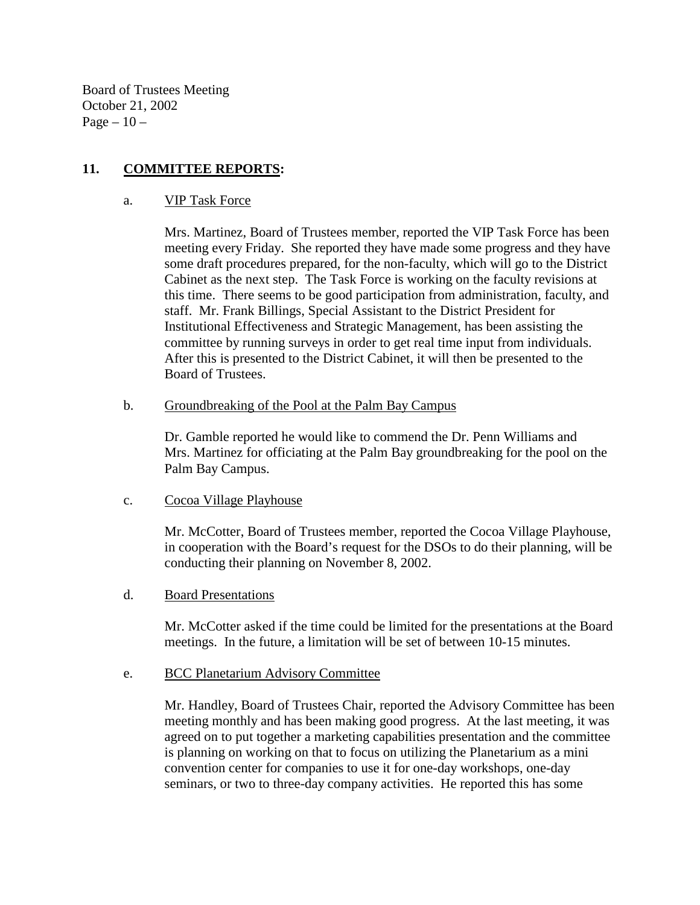## 11. COMMITTEE REPORTS:

a. VIP Task Force

Mrs. Martinez, Board of Trustees member, reported the VIP Task Force has been meeting every Friday. She reported they have made some progress and they have some draft procedures prepared, for the non-faculty, which will go to the District Cabinet as the next step. The Task Force is working on the faculty revisions at this time. There seems to be good participation from administration, faculty, and staff. Mr. Frank Billings, Special Assistant to the District President for Institutional Effectiveness and Strategic Management, has been assisting the committee by running surveys in order to get real time input from individuals. After this is presented to the District Cabinet, it will then be presented to the Board of Trustees.

b. Groundbreaking of the Pool at the Palm Bay Campus

Dr. Gamble reported he would like to commend the Dr. Penn Williams and Mrs. Martinez for officiating at the Palm Bay groundbreaking for the pool on the Palm Bay Campus.

c. Cocoa Village Playhouse

Mr. McCotter, Board of Trustees member, reported the Cocoa Village Playhouse, in cooperation with the Board's request for the DSOs to do their planning, will be conducting their planning on November 8, 2002.

d. Board Presentations

Mr. McCotter asked if the time could be limited for the presentations at the Board meetings. In the future, a limitation will be set of between 10-15 minutes.

e. BCC Planetarium Advisory Committee

Mr. Handley, Board of Trustees Chair, reported the Advisory Committee has been meeting monthly and has been making good progress. At the last meeting, it was agreed on to put together a marketing capabilities presentation and the committee is planning on working on that to focus on utilizing the Planetarium as a mini convention center for companies to use it for one-day workshops, one-day seminars, or two to three-day company activities. He reported this has some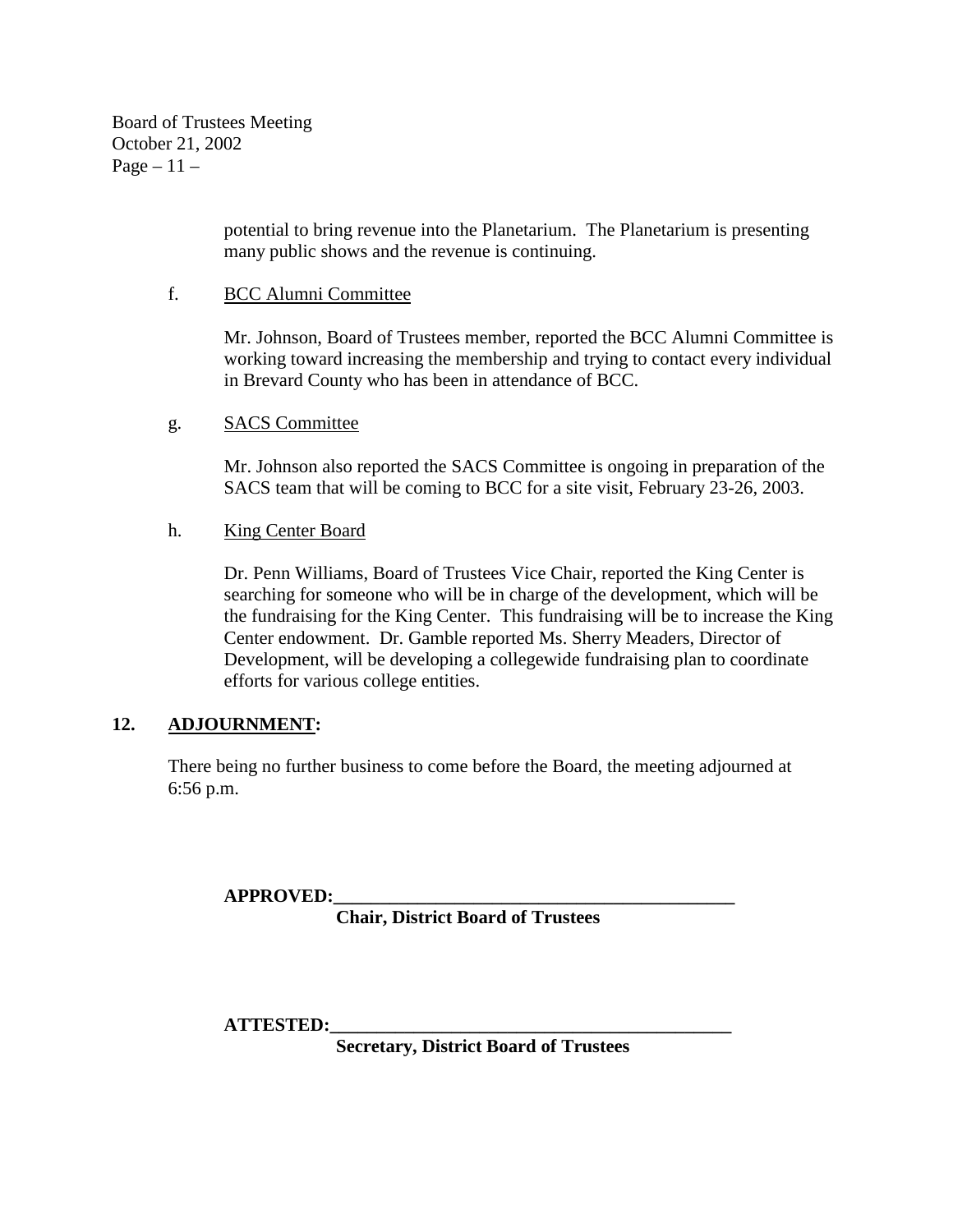potential to bring revenue into the Planetarium. The Planetarium is presenting many public shows and the revenue is continuing.

f. BCC Alumni Committee

Mr. Johnson, Board of Trustees member, reported the BCC Alumni Committee is working toward increasing the membership and trying to contact every individual in Brevard County who has been in attendance of BCC.

g. SACS Committee

Mr. Johnson also reported the SACS Committee is ongoing in preparation of the SACS team that will be coming to BCC for a site visit, February 23-26, 2003.

h. King Center Board

Dr. Penn Williams, Board of Trustees Vice Chair, reported the King Center is searching for someone who will be in charge of the development, which will be the fundraising for the King Center. This fundraising will be to increase the King Center endowment. Dr. Gamble reported Ms. Sherry Meaders, Director of Development, will be developing a collegewide fundraising plan to coordinate efforts for various college entities.

**12. ADJOURNMENT:**

There being no further business to come before the Board, the meeting adjourned at 6:56 p.m.

**APPROVED:\_\_\_\_\_\_\_\_\_\_\_\_\_\_\_\_\_\_\_\_\_\_\_\_\_\_\_\_\_\_\_\_\_\_\_\_\_\_\_\_\_\_\_\_**
**Chair, District Board of Trustees**

**ATTESTED:\_\_\_\_\_\_\_\_\_\_\_\_\_\_\_\_\_\_\_\_\_\_\_\_\_\_\_\_\_\_\_\_\_\_\_\_\_\_\_\_\_\_\_\_**
**Secretary, District Board of Trustees**